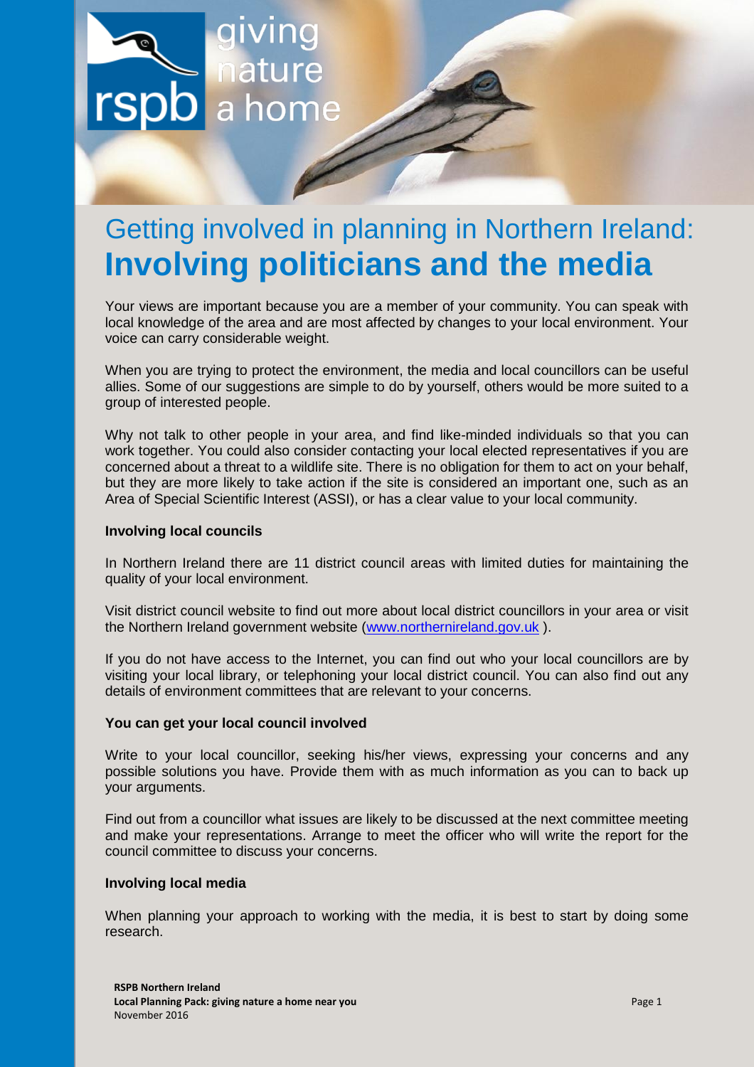# Getting involved in planning in Northern Ireland: **Involving politicians and the media**

Your views are important because you are a member of your community. You can speak with local knowledge of the area and are most affected by changes to your local environment. Your voice can carry considerable weight.

When you are trying to protect the environment, the media and local councillors can be useful allies. Some of our suggestions are simple to do by yourself, others would be more suited to a group of interested people.

Why not talk to other people in your area, and find like-minded individuals so that you can work together. You could also consider contacting your local elected representatives if you are concerned about a threat to a wildlife site. There is no obligation for them to act on your behalf, but they are more likely to take action if the site is considered an important one, such as an Area of Special Scientific Interest (ASSI), or has a clear value to your local community.

**Involving local councils**

In Northern Ireland there are 11 district council areas with limited duties for maintaining the quality of your local environment.

Visit district council website to find out more about local district councillors in your area or visit the Northern Ireland government website (www.northernireland.gov.uk ).

If you do not have access to the Internet, you can find out who your local councillors are by visiting your local library, or telephoning your local district council. You can also find out any details of environment committees that are relevant to your concerns.

**You can get your local council involved**

Write to your local councillor, seeking his/her views, expressing your concerns and any possible solutions you have. Provide them with as much information as you can to back up your arguments.

Find out from a councillor what issues are likely to be discussed at the next committee meeting and make your representations. Arrange to meet the officer who will write the report for the council committee to discuss your concerns.

**Involving local media**

When planning your approach to working with the media, it is best to start by doing some research.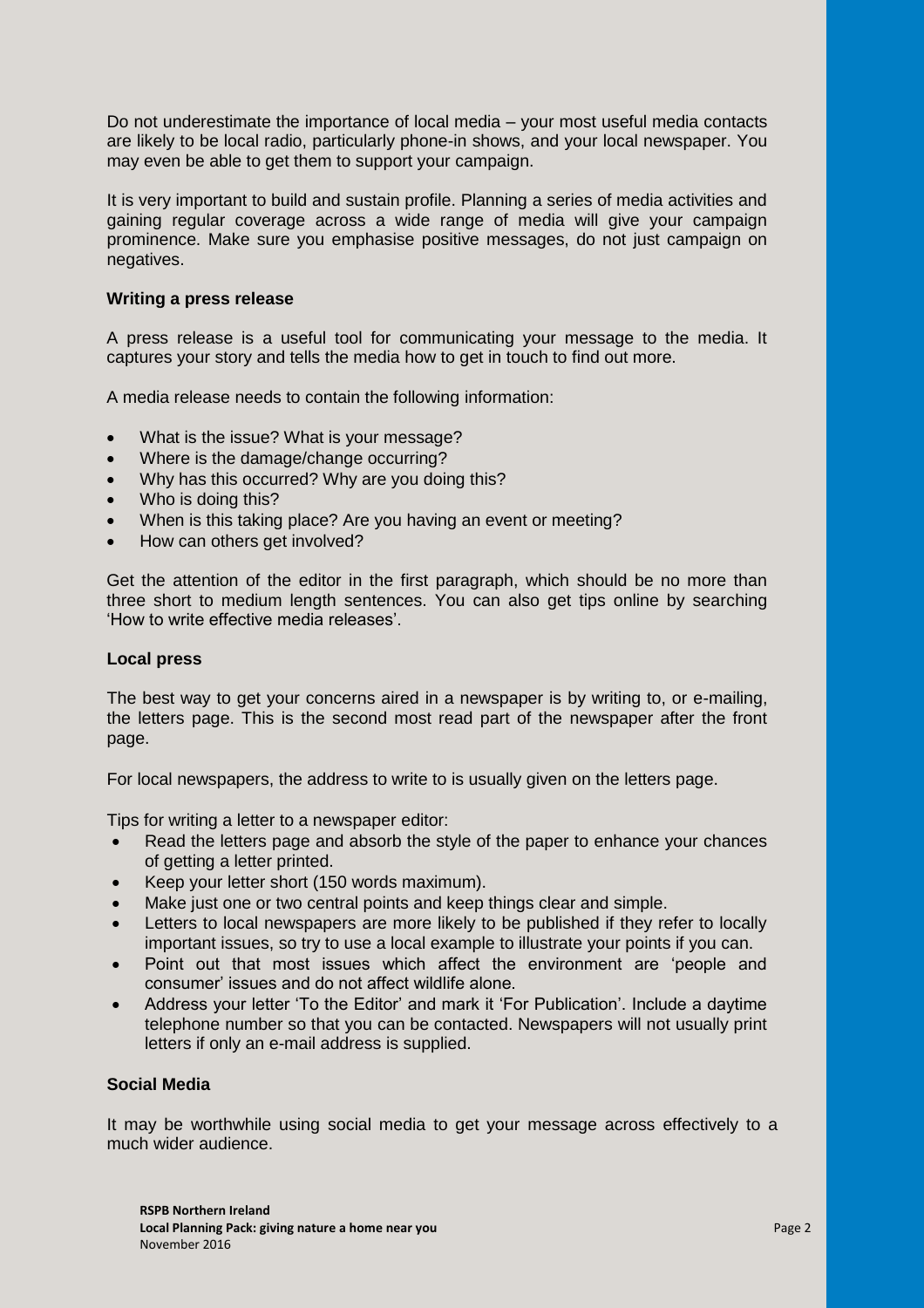Do not underestimate the importance of local media – your most useful media contacts are likely to be local radio, particularly phone-in shows, and your local newspaper. You may even be able to get them to support your campaign.

It is very important to build and sustain profile. Planning a series of media activities and gaining regular coverage across a wide range of media will give your campaign prominence. Make sure you emphasise positive messages, do not just campaign on negatives.

**Writing a press release**

A press release is a useful tool for communicating your message to the media. It captures your story and tells the media how to get in touch to find out more.

A media release needs to contain the following information:

- What is the issue? What is your message?
- Where is the damage/change occurring?
- Why has this occurred? Why are you doing this?
- Who is doing this?
- When is this taking place? Are you having an event or meeting?
- How can others get involved?

Get the attention of the editor in the first paragraph, which should be no more than three short to medium length sentences. You can also get tips online by searching 'How to write effective media releases'.

**Local press**

The best way to get your concerns aired in a newspaper is by writing to, or e-mailing, the letters page. This is the second most read part of the newspaper after the front page.

For local newspapers, the address to write to is usually given on the letters page.

Tips for writing a letter to a newspaper editor:

- Read the letters page and absorb the style of the paper to enhance your chances of getting a letter printed.
- Keep your letter short (150 words maximum).
- Make just one or two central points and keep things clear and simple.
- Letters to local newspapers are more likely to be published if they refer to locally important issues, so try to use a local example to illustrate your points if you can.
- Point out that most issues which affect the environment are 'people and consumer' issues and do not affect wildlife alone.
- Address your letter 'To the Editor' and mark it 'For Publication'. Include a daytime telephone number so that you can be contacted. Newspapers will not usually print letters if only an e-mail address is supplied.

**Social Media**

It may be worthwhile using social media to get your message across effectively to a much wider audience.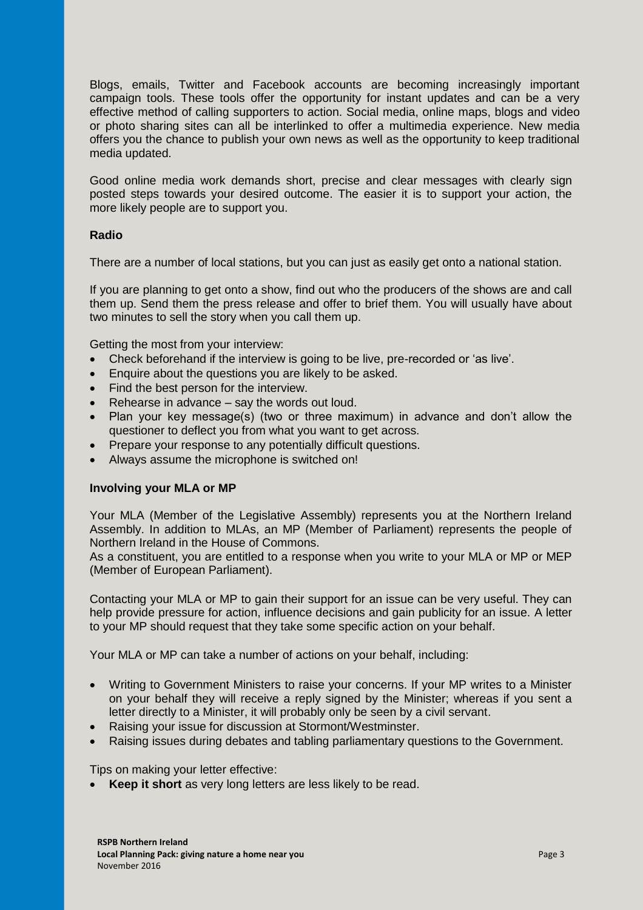Blogs, emails, Twitter and Facebook accounts are becoming increasingly important campaign tools. These tools offer the opportunity for instant updates and can be a very effective method of calling supporters to action. Social media, online maps, blogs and video or photo sharing sites can all be interlinked to offer a multimedia experience. New media offers you the chance to publish your own news as well as the opportunity to keep traditional media updated.

Good online media work demands short, precise and clear messages with clearly sign posted steps towards your desired outcome. The easier it is to support your action, the more likely people are to support you.

**Radio**

There are a number of local stations, but you can just as easily get onto a national station.

If you are planning to get onto a show, find out who the producers of the shows are and call them up. Send them the press release and offer to brief them. You will usually have about two minutes to sell the story when you call them up.

Getting the most from your interview:

- Check beforehand if the interview is going to be live, pre-recorded or 'as live'.
- Enquire about the questions you are likely to be asked.
- Find the best person for the interview.
- Rehearse in advance – say the words out loud.
- Plan your key message(s) (two or three maximum) in advance and don't allow the questioner to deflect you from what you want to get across.
- Prepare your response to any potentially difficult questions.
- Always assume the microphone is switched on!

**Involving your MLA or MP**

Your MLA (Member of the Legislative Assembly) represents you at the Northern Ireland Assembly. In addition to MLAs, an MP (Member of Parliament) represents the people of Northern Ireland in the House of Commons.
As a constituent, you are entitled to a response when you write to your MLA or MP or MEP (Member of European Parliament).

Contacting your MLA or MP to gain their support for an issue can be very useful. They can help provide pressure for action, influence decisions and gain publicity for an issue. A letter to your MP should request that they take some specific action on your behalf.

Your MLA or MP can take a number of actions on your behalf, including:

- Writing to Government Ministers to raise your concerns. If your MP writes to a Minister on your behalf they will receive a reply signed by the Minister; whereas if you sent a letter directly to a Minister, it will probably only be seen by a civil servant.
- Raising your issue for discussion at Stormont/Westminster.
- Raising issues during debates and tabling parliamentary questions to the Government.

Tips on making your letter effective:

- **Keep it short** as very long letters are less likely to be read.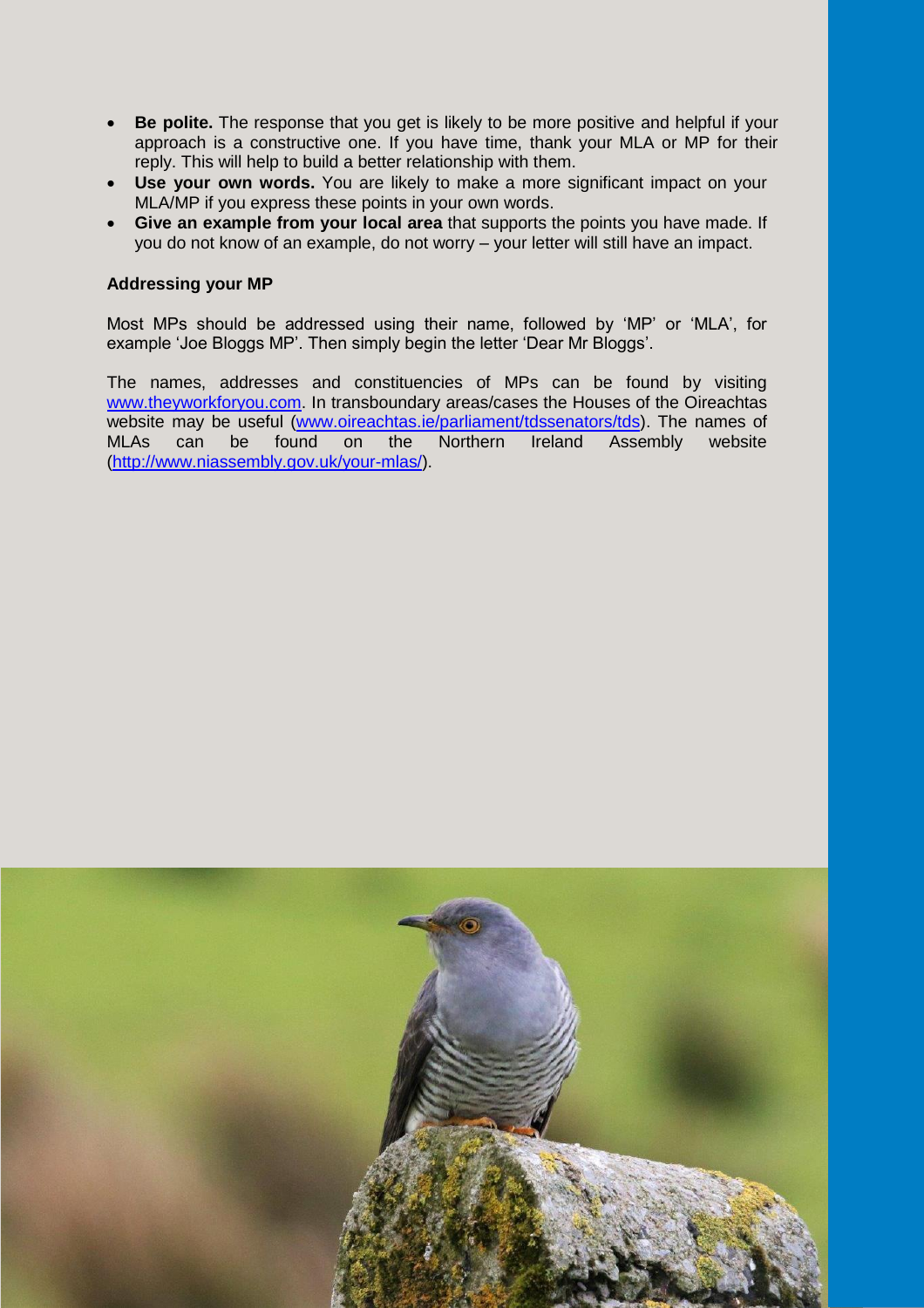- **Be polite.** The response that you get is likely to be more positive and helpful if your approach is a constructive one. If you have time, thank your MLA or MP for their reply. This will help to build a better relationship with them.
- **Use your own words.** You are likely to make a more significant impact on your MLA/MP if you express these points in your own words.
- **Give an example from your local area** that supports the points you have made. If you do not know of an example, do not worry – your letter will still have an impact.

**Addressing your MP**

Most MPs should be addressed using their name, followed by 'MP' or 'MLA', for example 'Joe Bloggs MP'. Then simply begin the letter 'Dear Mr Bloggs'.

The names, addresses and constituencies of MPs can be found by visiting www.theyworkforyou.com. In transboundary areas/cases the Houses of the Oireachtas website may be useful (www.oireachtas.ie/parliament/tdssenators/tds). The names of MLAs can be found on the Northern Ireland Assembly website (http://www.niassembly.gov.uk/your-mlas/).